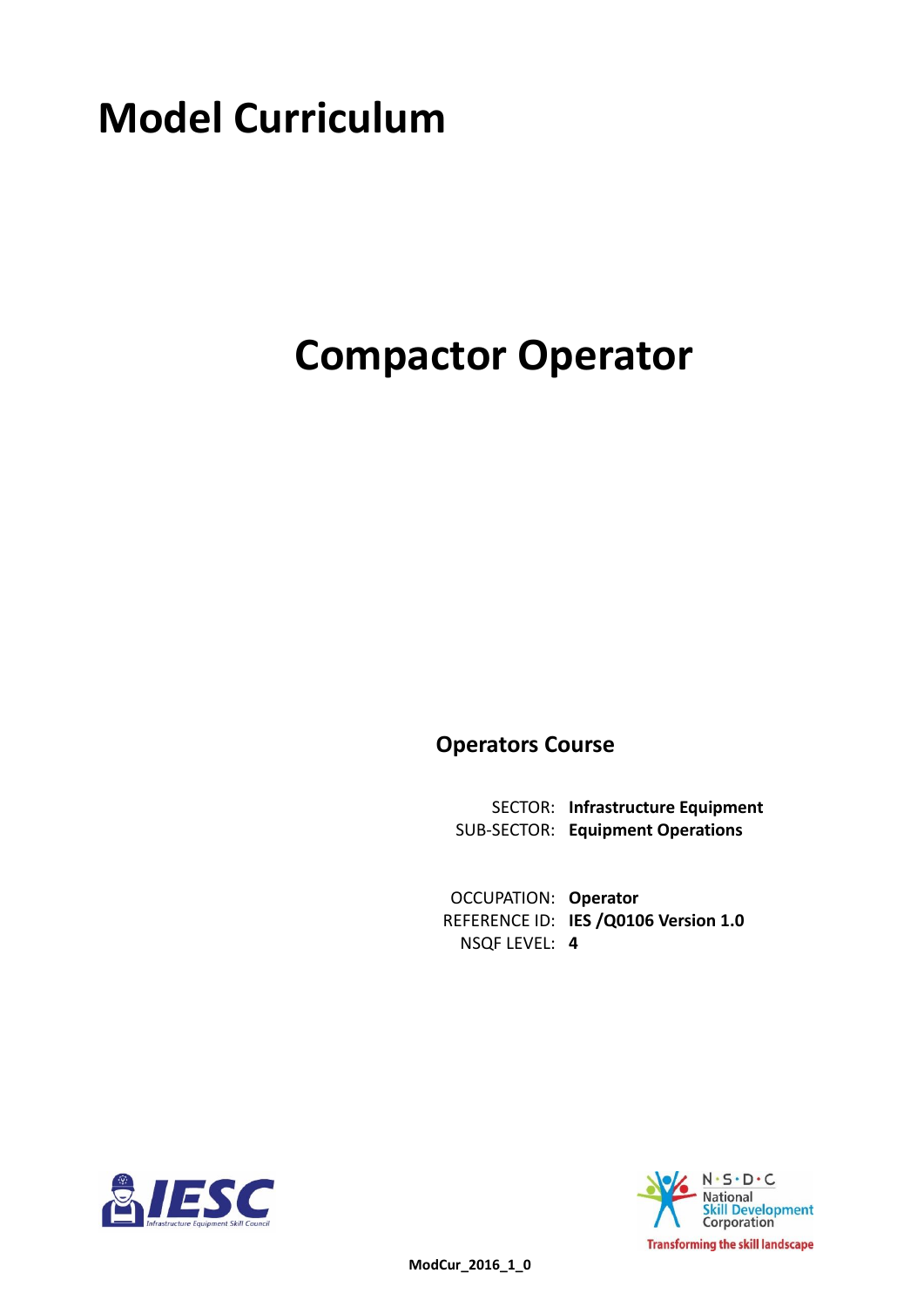# Model Curriculum

# Compactor Operator

## Operators Course

SECTOR: **Infrastructure Equipment**
SUB-SECTOR: **Equipment Operations**

OCCUPATION: **Operator**
REFERENCE ID: **IES /Q0106 Version 1.0**
NSQF LEVEL: **4**

**ModCur_2016_1_0**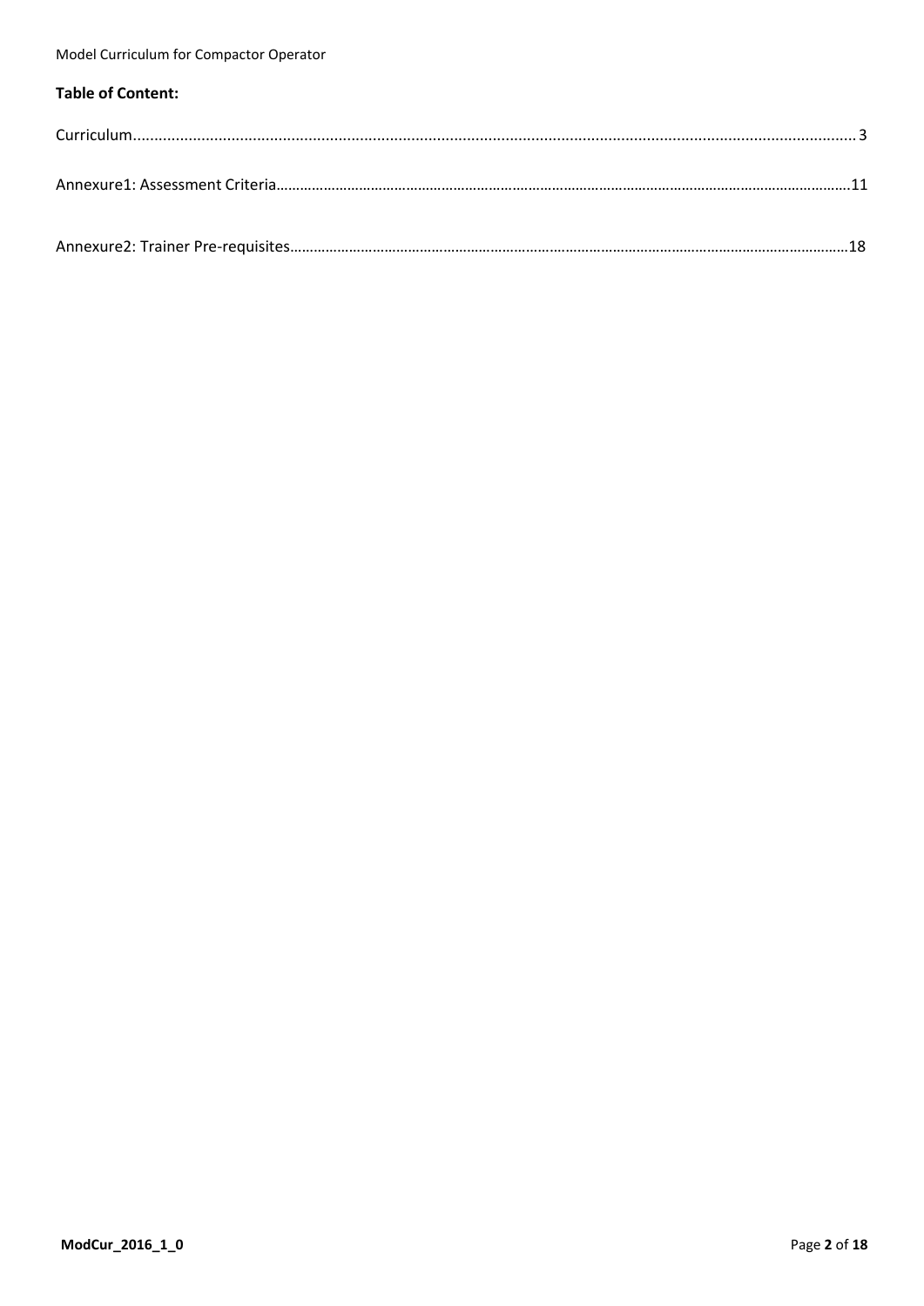**Table of Content:**

Curriculum....................................................................................................................................................... 3

Annexure1: Assessment Criteria……………………………………………………………………………………………………………………………….11

Annexure2: Trainer Pre-requisites…………………………………………………………………………………………………………………………18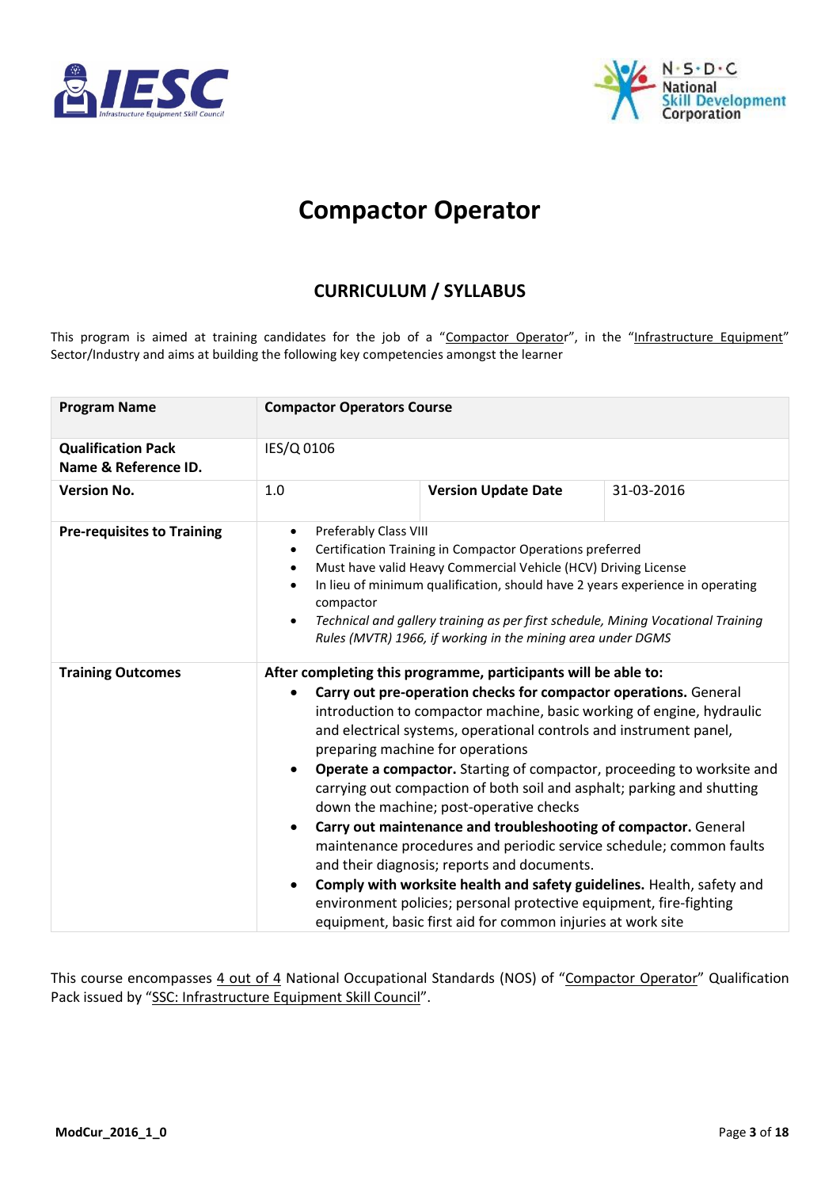# Compactor Operator

## CURRICULUM / SYLLABUS

This program is aimed at training candidates for the job of a "Compactor Operator", in the "Infrastructure Equipment" Sector/Industry and aims at building the following key competencies amongst the learner

| **Program Name** | **Compactor Operators Course** | | |
|---|---|---|---|
| **Qualification Pack Name & Reference ID.** | IES/Q 0106 | | |
| **Version No.** | 1.0 | **Version Update Date** | 31-03-2016 |
| **Pre-requisites to Training** | • Preferably Class VIII<br>• Certification Training in Compactor Operations preferred<br>• Must have valid Heavy Commercial Vehicle (HCV) Driving License<br>• In lieu of minimum qualification, should have 2 years experience in operating compactor<br>• *Technical and gallery training as per first schedule, Mining Vocational Training Rules (MVTR) 1966, if working in the mining area under DGMS* | | |
| **Training Outcomes** | **After completing this programme, participants will be able to:**<br>• **Carry out pre-operation checks for compactor operations.** General introduction to compactor machine, basic working of engine, hydraulic and electrical systems, operational controls and instrument panel, preparing machine for operations<br>• **Operate a compactor.** Starting of compactor, proceeding to worksite and carrying out compaction of both soil and asphalt; parking and shutting down the machine; post-operative checks<br>• **Carry out maintenance and troubleshooting of compactor.** General maintenance procedures and periodic service schedule; common faults and their diagnosis; reports and documents.<br>• **Comply with worksite health and safety guidelines.** Health, safety and environment policies; personal protective equipment, fire-fighting equipment, basic first aid for common injuries at work site | | |

This course encompasses 4 out of 4 National Occupational Standards (NOS) of "Compactor Operator" Qualification Pack issued by "SSC: Infrastructure Equipment Skill Council".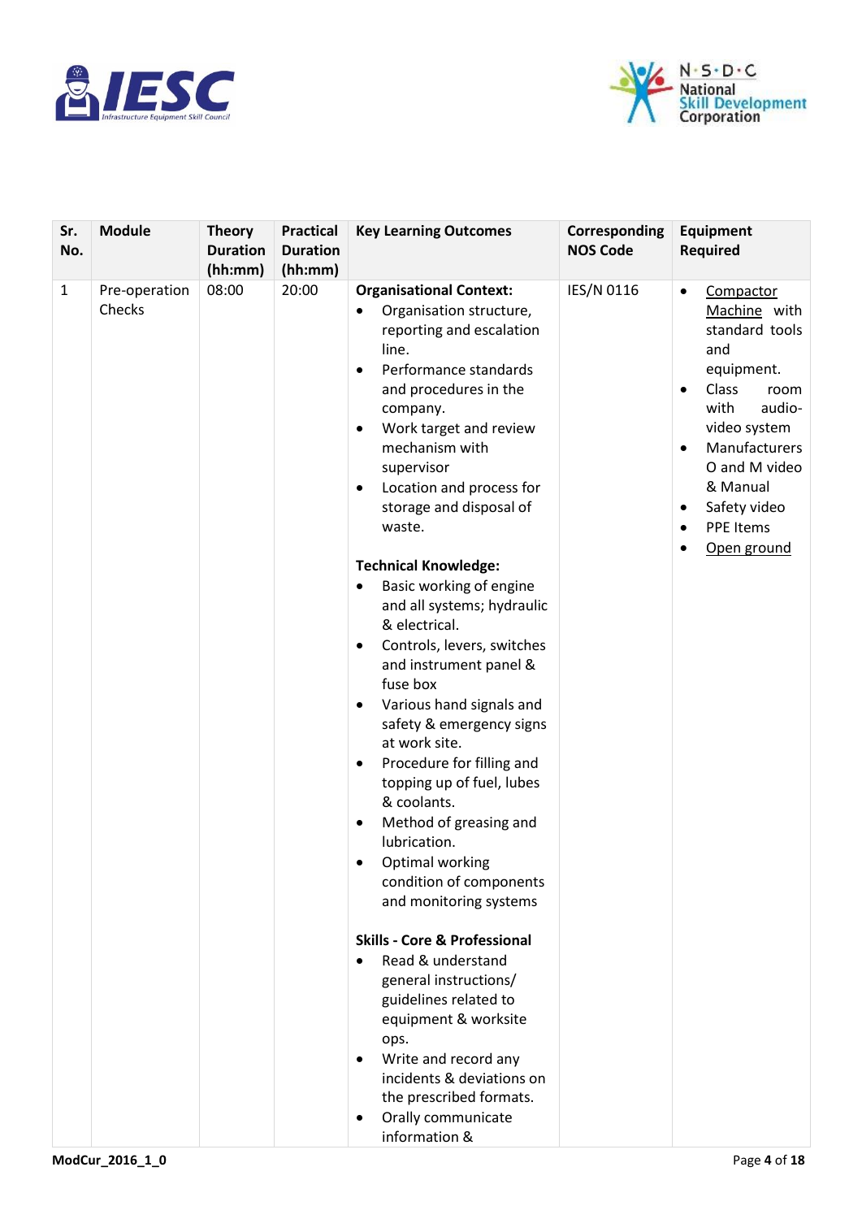| Sr. No. | Module | Theory Duration (hh:mm) | Practical Duration (hh:mm) | Key Learning Outcomes | Corresponding NOS Code | Equipment Required |
|---|---|---|---|---|---|---|
| 1 | Pre-operation Checks | 08:00 | 20:00 | **Organisational Context:**<br>• Organisation structure, reporting and escalation line.<br>• Performance standards and procedures in the company.<br>• Work target and review mechanism with supervisor<br>• Location and process for storage and disposal of waste.<br><br>**Technical Knowledge:**<br>• Basic working of engine and all systems; hydraulic & electrical.<br>• Controls, levers, switches and instrument panel & fuse box<br>• Various hand signals and safety & emergency signs at work site.<br>• Procedure for filling and topping up of fuel, lubes & coolants.<br>• Method of greasing and lubrication.<br>• Optimal working condition of components and monitoring systems<br><br>**Skills - Core & Professional**<br>• Read & understand general instructions/ guidelines related to equipment & worksite ops.<br>• Write and record any incidents & deviations on the prescribed formats.<br>• Orally communicate information & | IES/N 0116 | • Compactor Machine with standard tools and equipment.<br>• Class room with audio-video system<br>• Manufacturers O and M video & Manual<br>• Safety video<br>• PPE Items<br>• Open ground |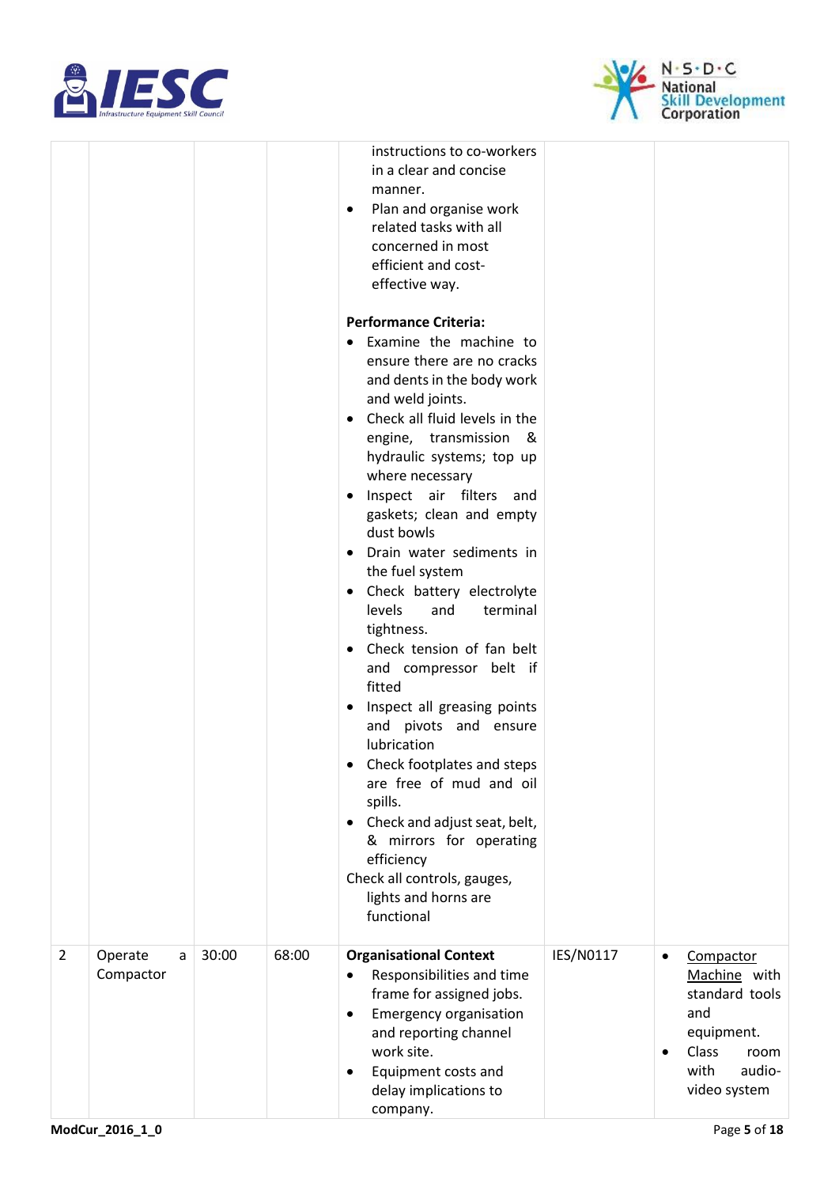| | | | | instructions to co-workers in a clear and concise manner.<br>• Plan and organise work related tasks with all concerned in most efficient and cost-effective way.<br><br>**Performance Criteria:**<br>• Examine the machine to ensure there are no cracks and dents in the body work and weld joints.<br>• Check all fluid levels in the engine, transmission & hydraulic systems; top up where necessary<br>• Inspect air filters and gaskets; clean and empty dust bowls<br>• Drain water sediments in the fuel system<br>• Check battery electrolyte levels and terminal tightness.<br>• Check tension of fan belt and compressor belt if fitted<br>• Inspect all greasing points and pivots and ensure lubrication<br>• Check footplates and steps are free of mud and oil spills.<br>• Check and adjust seat, belt, & mirrors for operating efficiency<br>Check all controls, gauges, lights and horns are functional | | |
|---|---|---|---|---|---|---|
| 2 | Operate a Compactor | 30:00 | 68:00 | **Organisational Context**<br>• Responsibilities and time frame for assigned jobs.<br>• Emergency organisation and reporting channel work site.<br>• Equipment costs and delay implications to company. | IES/N0117 | • Compactor Machine with standard tools and equipment.<br>• Class room with audio-video system |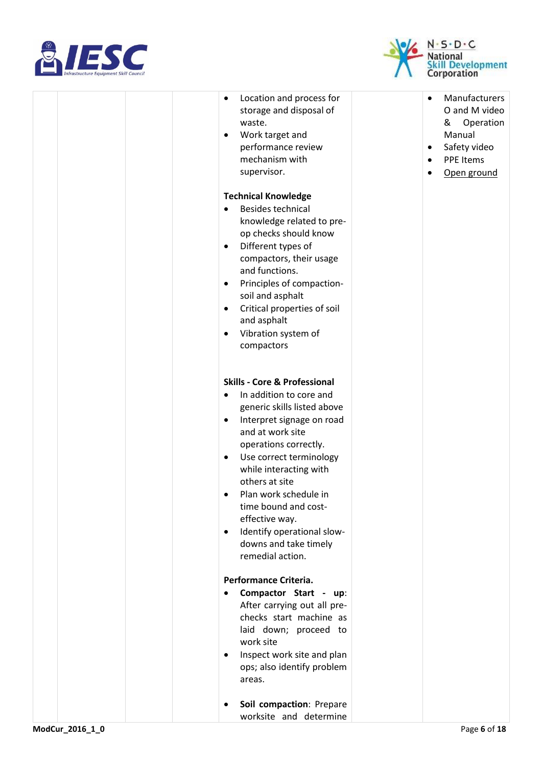| | | | | | |
|---|---|---|---|---|---|
| | | | • Location and process for storage and disposal of waste.<br>• Work target and performance review mechanism with supervisor.<br><br>**Technical Knowledge**<br>• Besides technical knowledge related to pre-op checks should know<br>• Different types of compactors, their usage and functions.<br>• Principles of compaction- soil and asphalt<br>• Critical properties of soil and asphalt<br>• Vibration system of compactors<br><br>**Skills - Core & Professional**<br>• In addition to core and generic skills listed above<br>• Interpret signage on road and at work site operations correctly.<br>• Use correct terminology while interacting with others at site<br>• Plan work schedule in time bound and cost-effective way.<br>• Identify operational slow-downs and take timely remedial action.<br><br>**Performance Criteria.**<br>• **Compactor Start - up**: After carrying out all pre-checks start machine as laid down; proceed to work site<br>• Inspect work site and plan ops; also identify problem areas.<br><br>• **Soil compaction**: Prepare worksite and determine | | • Manufacturers O and M video & Operation Manual<br>• Safety video<br>• PPE Items<br>• Open ground |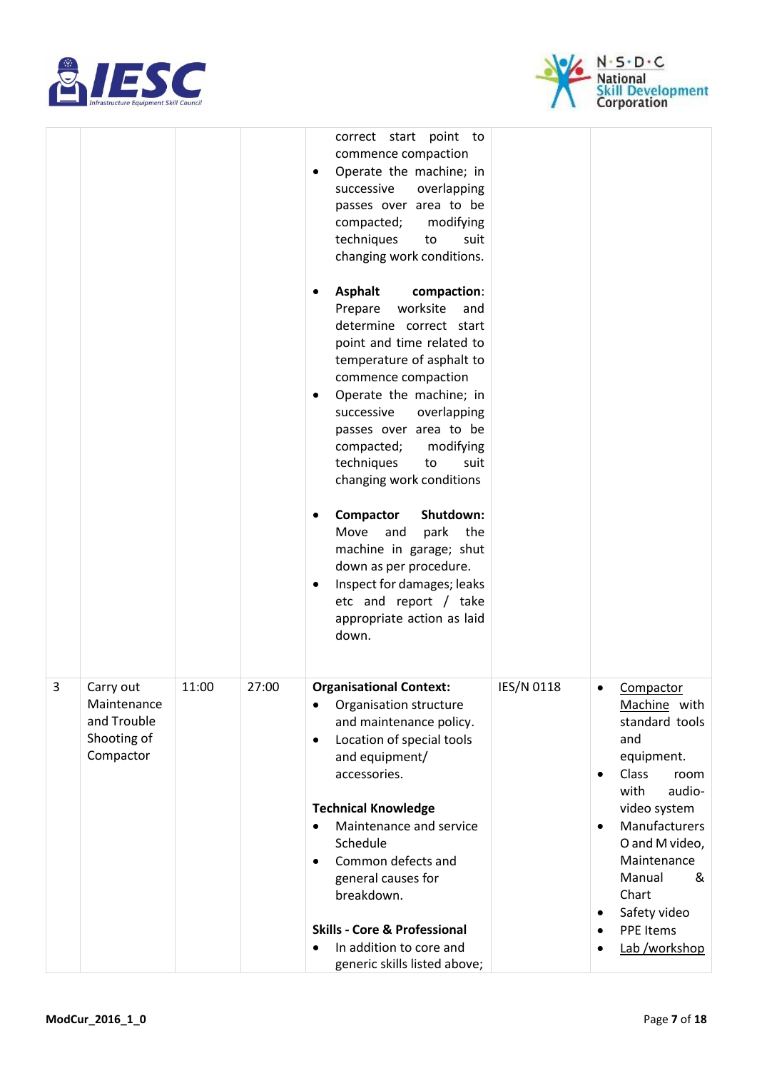| | | | | | | |
|---|---|---|---|---|---|---|
| | | | | correct start point to commence compaction<br>• Operate the machine; in successive overlapping passes over area to be compacted; modifying techniques to suit changing work conditions.<br><br>• **Asphalt compaction**: Prepare worksite and determine correct start point and time related to temperature of asphalt to commence compaction<br>• Operate the machine; in successive overlapping passes over area to be compacted; modifying techniques to suit changing work conditions<br><br>• **Compactor Shutdown:** Move and park the machine in garage; shut down as per procedure.<br>• Inspect for damages; leaks etc and report / take appropriate action as laid down. | | |
| 3 | Carry out Maintenance and Trouble Shooting of Compactor | 11:00 | 27:00 | **Organisational Context:**<br>• Organisation structure and maintenance policy.<br>• Location of special tools and equipment/ accessories.<br><br>**Technical Knowledge**<br>• Maintenance and service Schedule<br>• Common defects and general causes for breakdown.<br><br>**Skills - Core & Professional**<br>• In addition to core and generic skills listed above; | IES/N 0118 | • Compactor Machine with standard tools and equipment.<br>• Class room with audio-video system<br>• Manufacturers O and M video, Maintenance Manual & Chart<br>• Safety video<br>• PPE Items<br>• Lab /workshop |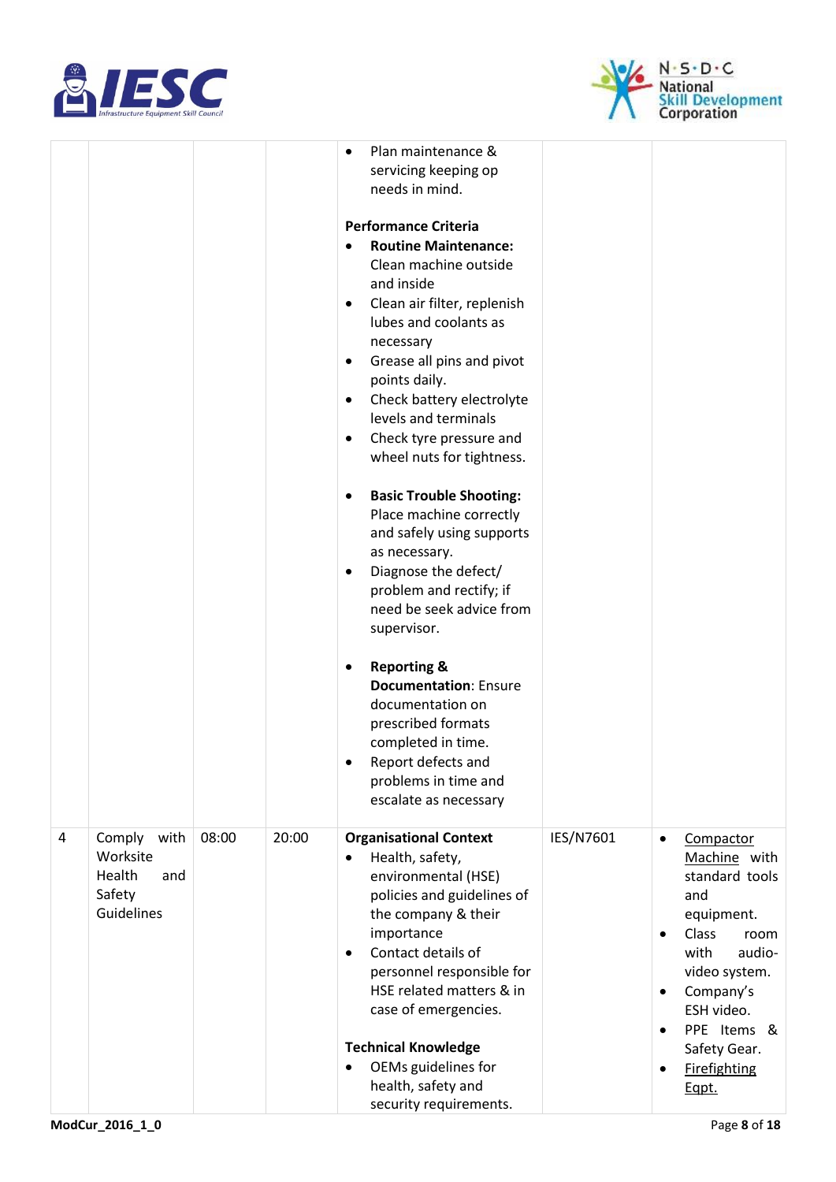| | | | | | | |
|---|---|---|---|---|---|---|
| | | | | • Plan maintenance & servicing keeping op needs in mind.<br><br>**Performance Criteria**<br>• **Routine Maintenance:** Clean machine outside and inside<br>• Clean air filter, replenish lubes and coolants as necessary<br>• Grease all pins and pivot points daily.<br>• Check battery electrolyte levels and terminals<br>• Check tyre pressure and wheel nuts for tightness.<br><br>• **Basic Trouble Shooting:** Place machine correctly and safely using supports as necessary.<br>• Diagnose the defect/ problem and rectify; if need be seek advice from supervisor.<br><br>• **Reporting & Documentation**: Ensure documentation on prescribed formats completed in time.<br>• Report defects and problems in time and escalate as necessary | | |
| 4 | Comply with Worksite Health and Safety Guidelines | 08:00 | 20:00 | **Organisational Context**<br>• Health, safety, environmental (HSE) policies and guidelines of the company & their importance<br>• Contact details of personnel responsible for HSE related matters & in case of emergencies.<br><br>**Technical Knowledge**<br>• OEMs guidelines for health, safety and security requirements. | IES/N7601 | • Compactor Machine with standard tools and equipment.<br>• Class room with audio-video system.<br>• Company's ESH video.<br>• PPE Items & Safety Gear.<br>• Firefighting Eqpt. |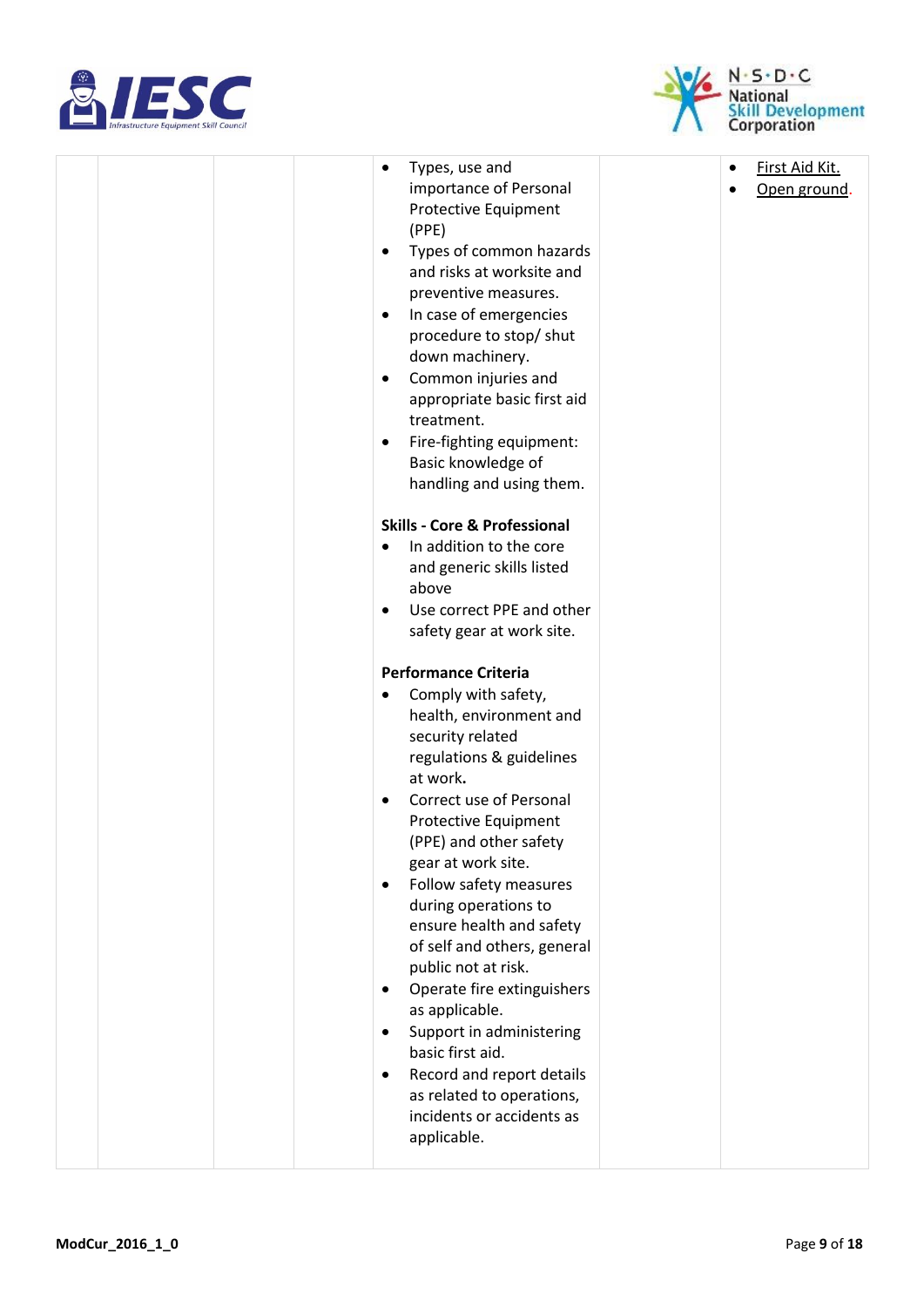|  |  |  |  | • Types, use and importance of Personal Protective Equipment (PPE)<br>• Types of common hazards and risks at worksite and preventive measures.<br>• In case of emergencies procedure to stop/ shut down machinery.<br>• Common injuries and appropriate basic first aid treatment.<br>• Fire-fighting equipment: Basic knowledge of handling and using them.<br><br>**Skills - Core & Professional**<br>• In addition to the core and generic skills listed above<br>• Use correct PPE and other safety gear at work site.<br><br>**Performance Criteria**<br>• Comply with safety, health, environment and security related regulations & guidelines at work.<br>• Correct use of Personal Protective Equipment (PPE) and other safety gear at work site.<br>• Follow safety measures during operations to ensure health and safety of self and others, general public not at risk.<br>• Operate fire extinguishers as applicable.<br>• Support in administering basic first aid.<br>• Record and report details as related to operations, incidents or accidents as applicable. |  | • First Aid Kit.<br>• Open ground. |
|---|---|---|---|---|---|---|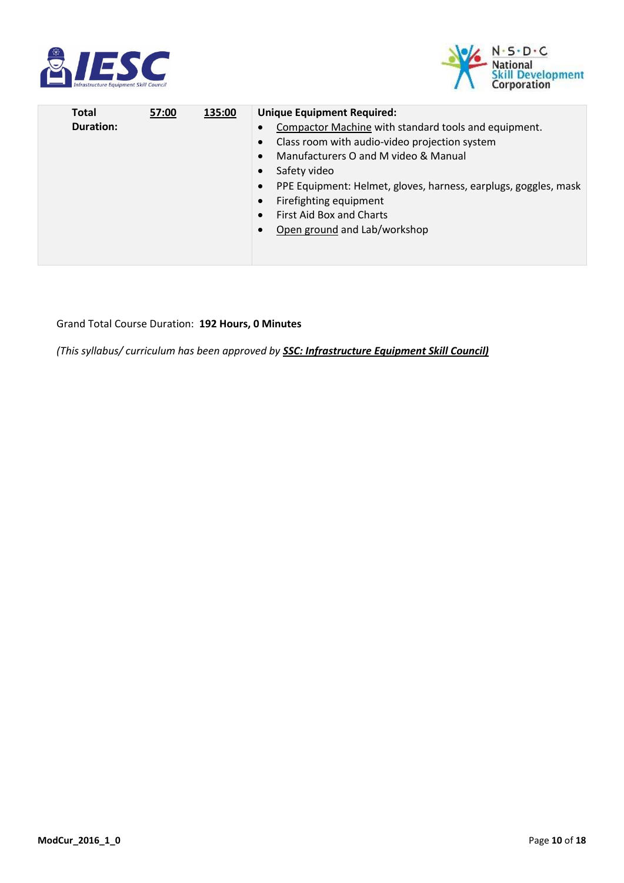| Total Duration: | <u>57:00</u> | <u>135:00</u> | **Unique Equipment Required:**<br>• <u>Compactor Machine</u> with standard tools and equipment.<br>• Class room with audio-video projection system<br>• Manufacturers O and M video & Manual<br>• Safety video<br>• PPE Equipment: Helmet, gloves, harness, earplugs, goggles, mask<br>• Firefighting equipment<br>• First Aid Box and Charts<br>• <u>Open ground</u> and Lab/workshop |
|---|---|---|---|

Grand Total Course Duration: **192 Hours, 0 Minutes**

*(This syllabus/ curriculum has been approved by* ***<u>SSC: Infrastructure Equipment Skill Council)</u>***

ModCur_2016_1_0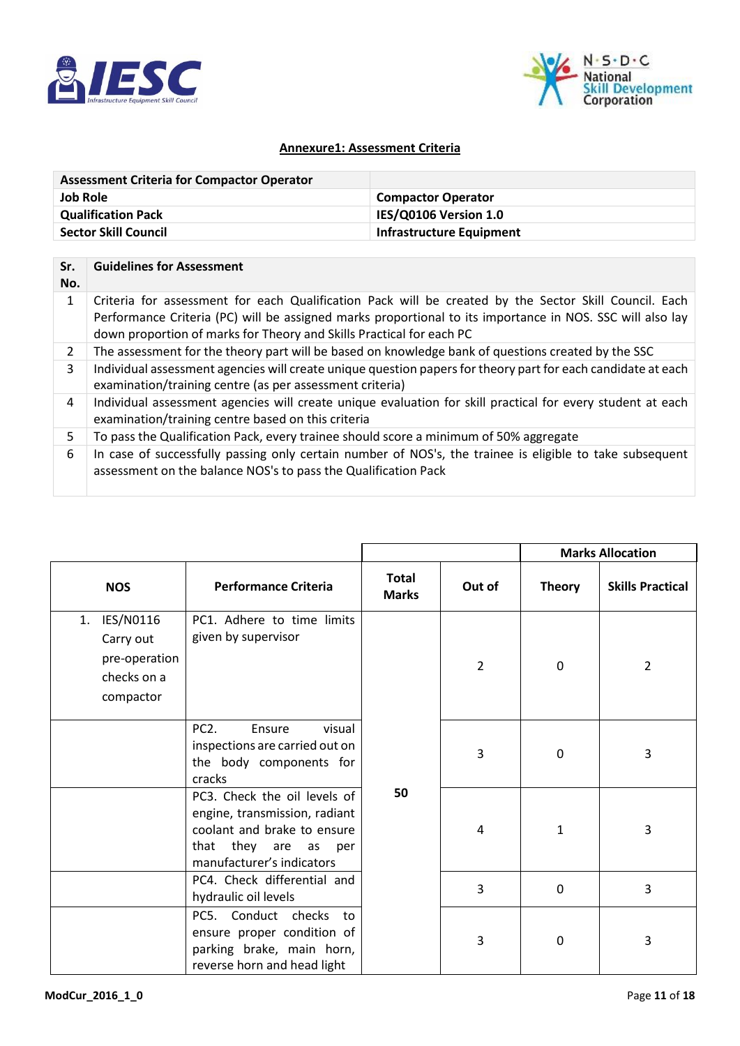## Annexure1: Assessment Criteria

| Assessment Criteria for Compactor Operator | |
|---|---|
| **Job Role** | **Compactor Operator** |
| **Qualification Pack** | **IES/Q0106 Version 1.0** |
| **Sector Skill Council** | **Infrastructure Equipment** |

| Sr. No. | Guidelines for Assessment |
|---|---|
| 1 | Criteria for assessment for each Qualification Pack will be created by the Sector Skill Council. Each Performance Criteria (PC) will be assigned marks proportional to its importance in NOS. SSC will also lay down proportion of marks for Theory and Skills Practical for each PC |
| 2 | The assessment for the theory part will be based on knowledge bank of questions created by the SSC |
| 3 | Individual assessment agencies will create unique question papers for theory part for each candidate at each examination/training centre (as per assessment criteria) |
| 4 | Individual assessment agencies will create unique evaluation for skill practical for every student at each examination/training centre based on this criteria |
| 5 | To pass the Qualification Pack, every trainee should score a minimum of 50% aggregate |
| 6 | In case of successfully passing only certain number of NOS's, the trainee is eligible to take subsequent assessment on the balance NOS's to pass the Qualification Pack |

| NOS | Performance Criteria | Total Marks | Out of | Marks Allocation | |
|---|---|---|---|---|---|
| | | | | **Theory** | **Skills Practical** |
| 1. IES/N0116 Carry out pre-operation checks on a compactor | PC1. Adhere to time limits given by supervisor | 50 | 2 | 0 | 2 |
| | PC2. Ensure visual inspections are carried out on the body components for cracks | | 3 | 0 | 3 |
| | PC3. Check the oil levels of engine, transmission, radiant coolant and brake to ensure that they are as per manufacturer's indicators | | 4 | 1 | 3 |
| | PC4. Check differential and hydraulic oil levels | | 3 | 0 | 3 |
| | PC5. Conduct checks to ensure proper condition of parking brake, main horn, reverse horn and head light | | 3 | 0 | 3 |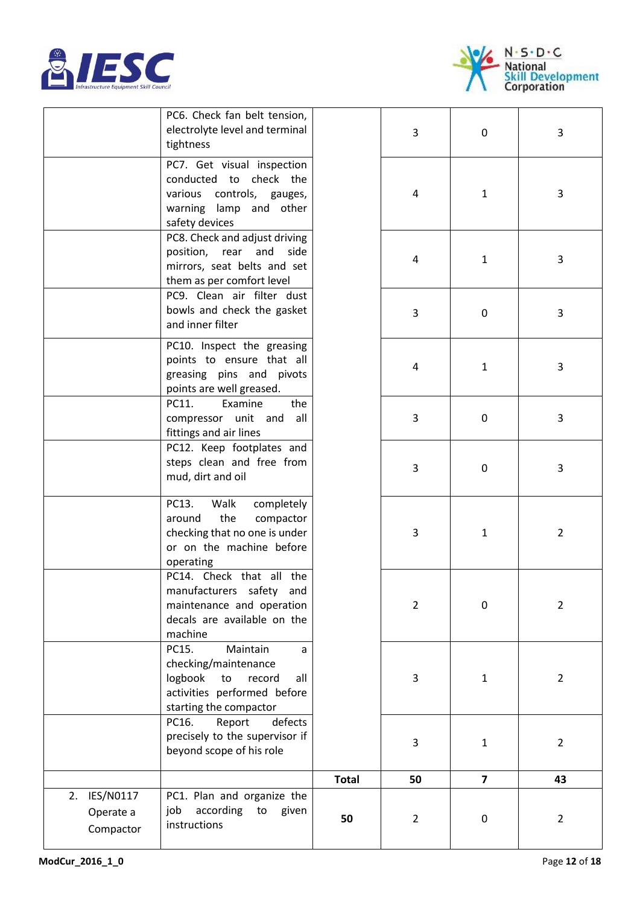|  |  |  |  |  |  |
|---|---|---|---|---|---|
|  | PC6. Check fan belt tension, electrolyte level and terminal tightness |  | 3 | 0 | 3 |
|  | PC7. Get visual inspection conducted to check the various controls, gauges, warning lamp and other safety devices |  | 4 | 1 | 3 |
|  | PC8. Check and adjust driving position, rear and side mirrors, seat belts and set them as per comfort level |  | 4 | 1 | 3 |
|  | PC9. Clean air filter dust bowls and check the gasket and inner filter |  | 3 | 0 | 3 |
|  | PC10. Inspect the greasing points to ensure that all greasing pins and pivots points are well greased. |  | 4 | 1 | 3 |
|  | PC11. Examine the compressor unit and all fittings and air lines |  | 3 | 0 | 3 |
|  | PC12. Keep footplates and steps clean and free from mud, dirt and oil |  | 3 | 0 | 3 |
|  | PC13. Walk completely around the compactor checking that no one is under or on the machine before operating |  | 3 | 1 | 2 |
|  | PC14. Check that all the manufacturers safety and maintenance and operation decals are available on the machine |  | 2 | 0 | 2 |
|  | PC15. Maintain a checking/maintenance logbook to record all activities performed before starting the compactor |  | 3 | 1 | 2 |
|  | PC16. Report defects precisely to the supervisor if beyond scope of his role |  | 3 | 1 | 2 |
|  |  | **Total** | **50** | **7** | **43** |
| 2. IES/N0117 Operate a Compactor | PC1. Plan and organize the job according to given instructions | **50** | 2 | 0 | 2 |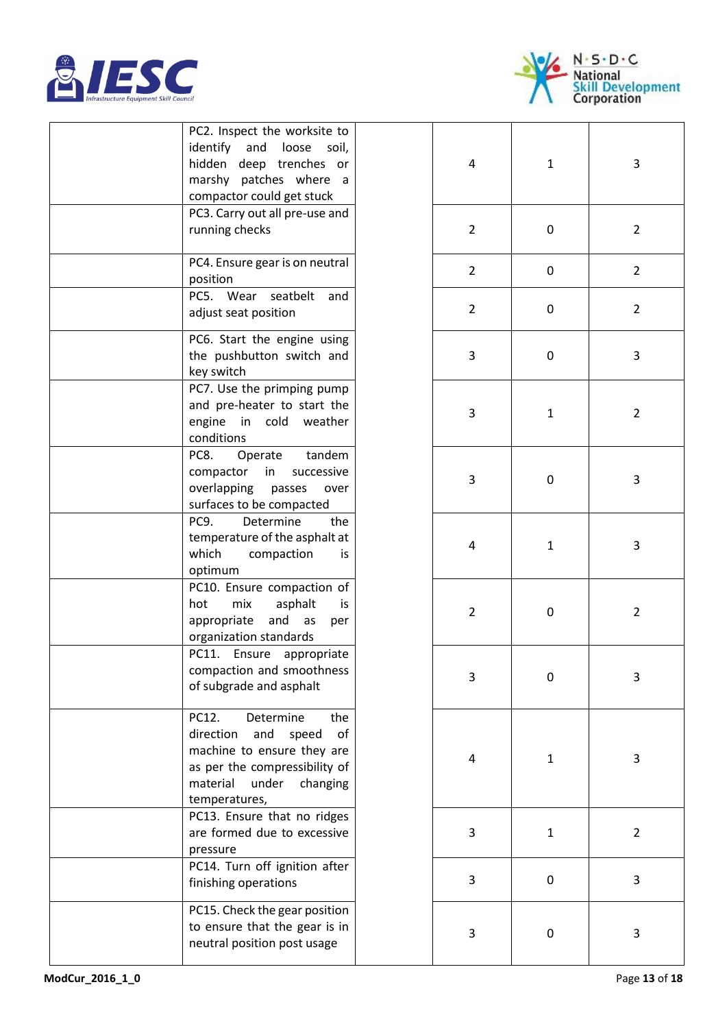| | | | | | |
|---|---|---|---|---|---|
| | PC2. Inspect the worksite to identify and loose soil, hidden deep trenches or marshy patches where a compactor could get stuck | | 4 | 1 | 3 |
| | PC3. Carry out all pre-use and running checks | | 2 | 0 | 2 |
| | PC4. Ensure gear is on neutral position | | 2 | 0 | 2 |
| | PC5. Wear seatbelt and adjust seat position | | 2 | 0 | 2 |
| | PC6. Start the engine using the pushbutton switch and key switch | | 3 | 0 | 3 |
| | PC7. Use the primping pump and pre-heater to start the engine in cold weather conditions | | 3 | 1 | 2 |
| | PC8. Operate tandem compactor in successive overlapping passes over surfaces to be compacted | | 3 | 0 | 3 |
| | PC9. Determine the temperature of the asphalt at which compaction is optimum | | 4 | 1 | 3 |
| | PC10. Ensure compaction of hot mix asphalt is appropriate and as per organization standards | | 2 | 0 | 2 |
| | PC11. Ensure appropriate compaction and smoothness of subgrade and asphalt | | 3 | 0 | 3 |
| | PC12. Determine the direction and speed of machine to ensure they are as per the compressibility of material under changing temperatures, | | 4 | 1 | 3 |
| | PC13. Ensure that no ridges are formed due to excessive pressure | | 3 | 1 | 2 |
| | PC14. Turn off ignition after finishing operations | | 3 | 0 | 3 |
| | PC15. Check the gear position to ensure that the gear is in neutral position post usage | | 3 | 0 | 3 |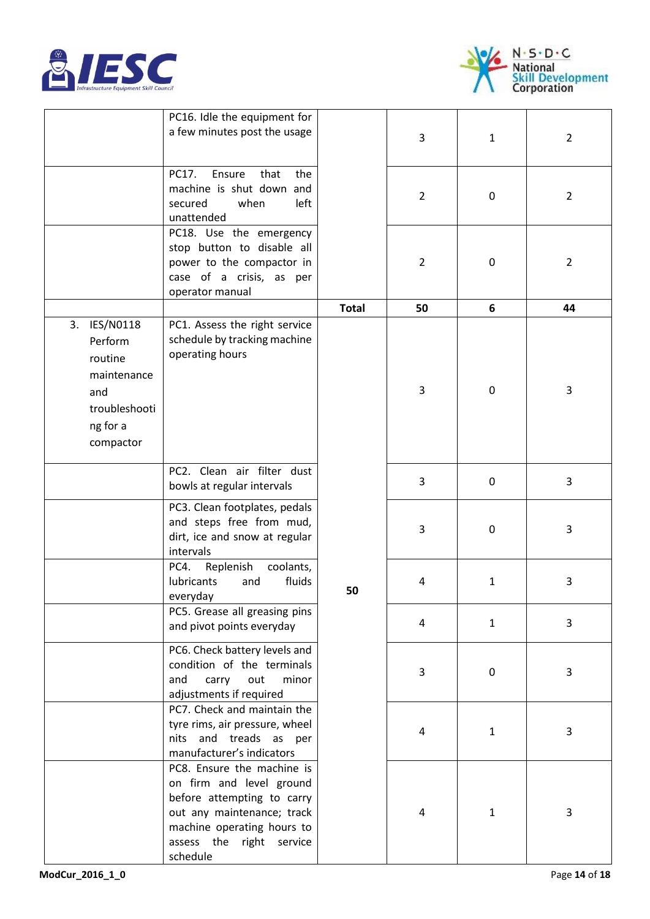| | | | | | |
|---|---|---|---|---|---|
| | PC16. Idle the equipment for a few minutes post the usage | | 3 | 1 | 2 |
| | PC17. Ensure that the machine is shut down and secured when left unattended | | 2 | 0 | 2 |
| | PC18. Use the emergency stop button to disable all power to the compactor in case of a crisis, as per operator manual | | 2 | 0 | 2 |
| | | **Total** | **50** | **6** | **44** |
| 3. IES/N0118 Perform routine maintenance and troubleshooting for a compactor | PC1. Assess the right service schedule by tracking machine operating hours | 50 | 3 | 0 | 3 |
| | PC2. Clean air filter dust bowls at regular intervals | | 3 | 0 | 3 |
| | PC3. Clean footplates, pedals and steps free from mud, dirt, ice and snow at regular intervals | | 3 | 0 | 3 |
| | PC4. Replenish coolants, lubricants and fluids everyday | | 4 | 1 | 3 |
| | PC5. Grease all greasing pins and pivot points everyday | | 4 | 1 | 3 |
| | PC6. Check battery levels and condition of the terminals and carry out minor adjustments if required | | 3 | 0 | 3 |
| | PC7. Check and maintain the tyre rims, air pressure, wheel nits and treads as per manufacturer's indicators | | 4 | 1 | 3 |
| | PC8. Ensure the machine is on firm and level ground before attempting to carry out any maintenance; track machine operating hours to assess the right service schedule | | 4 | 1 | 3 |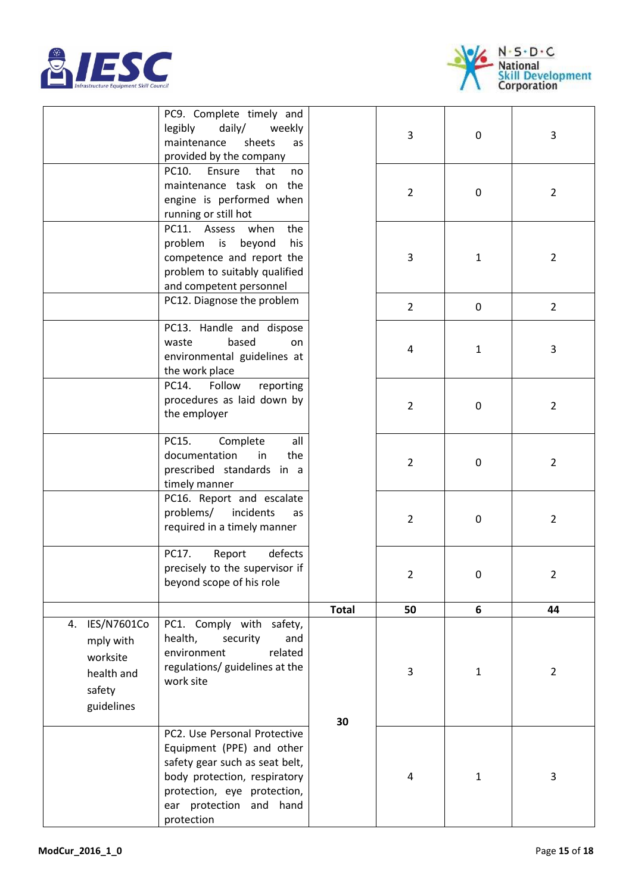| | | | | | |
|---|---|---|---|---|---|
| | PC9. Complete timely and legibly daily/ weekly maintenance sheets as provided by the company | | 3 | 0 | 3 |
| | PC10. Ensure that no maintenance task on the engine is performed when running or still hot | | 2 | 0 | 2 |
| | PC11. Assess when the problem is beyond his competence and report the problem to suitably qualified and competent personnel | | 3 | 1 | 2 |
| | PC12. Diagnose the problem | | 2 | 0 | 2 |
| | PC13. Handle and dispose waste based on environmental guidelines at the work place | | 4 | 1 | 3 |
| | PC14. Follow reporting procedures as laid down by the employer | | 2 | 0 | 2 |
| | PC15. Complete all documentation in the prescribed standards in a timely manner | | 2 | 0 | 2 |
| | PC16. Report and escalate problems/ incidents as required in a timely manner | | 2 | 0 | 2 |
| | PC17. Report defects precisely to the supervisor if beyond scope of his role | | 2 | 0 | 2 |
| | | **Total** | **50** | **6** | **44** |
| 4. IES/N7601Comply with worksite health and safety guidelines | PC1. Comply with safety, health, security and environment related regulations/ guidelines at the work site | **30** | 3 | 1 | 2 |
| | PC2. Use Personal Protective Equipment (PPE) and other safety gear such as seat belt, body protection, respiratory protection, eye protection, ear protection and hand protection | | 4 | 1 | 3 |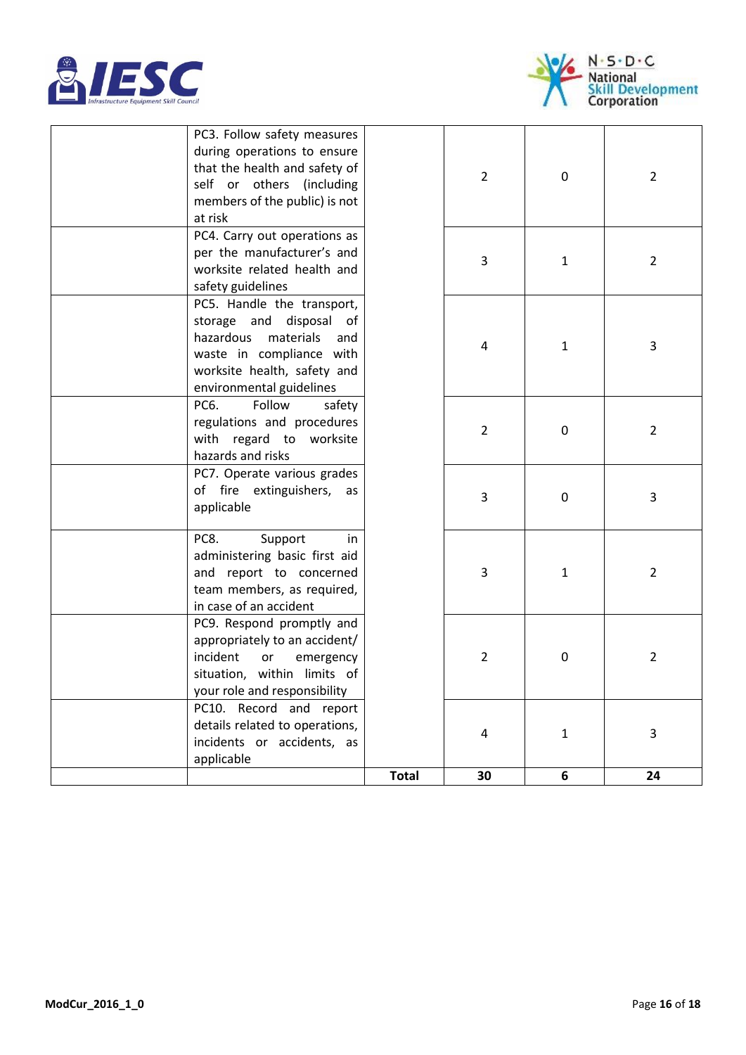| | | | | | |
|---|---|---|---|---|---|
| | PC3. Follow safety measures during operations to ensure that the health and safety of self or others (including members of the public) is not at risk | | 2 | 0 | 2 |
| | PC4. Carry out operations as per the manufacturer's and worksite related health and safety guidelines | | 3 | 1 | 2 |
| | PC5. Handle the transport, storage and disposal of hazardous materials and waste in compliance with worksite health, safety and environmental guidelines | | 4 | 1 | 3 |
| | PC6. Follow safety regulations and procedures with regard to worksite hazards and risks | | 2 | 0 | 2 |
| | PC7. Operate various grades of fire extinguishers, as applicable | | 3 | 0 | 3 |
| | PC8. Support in administering basic first aid and report to concerned team members, as required, in case of an accident | | 3 | 1 | 2 |
| | PC9. Respond promptly and appropriately to an accident/ incident or emergency situation, within limits of your role and responsibility | | 2 | 0 | 2 |
| | PC10. Record and report details related to operations, incidents or accidents, as applicable | | 4 | 1 | 3 |
| | | **Total** | **30** | **6** | **24** |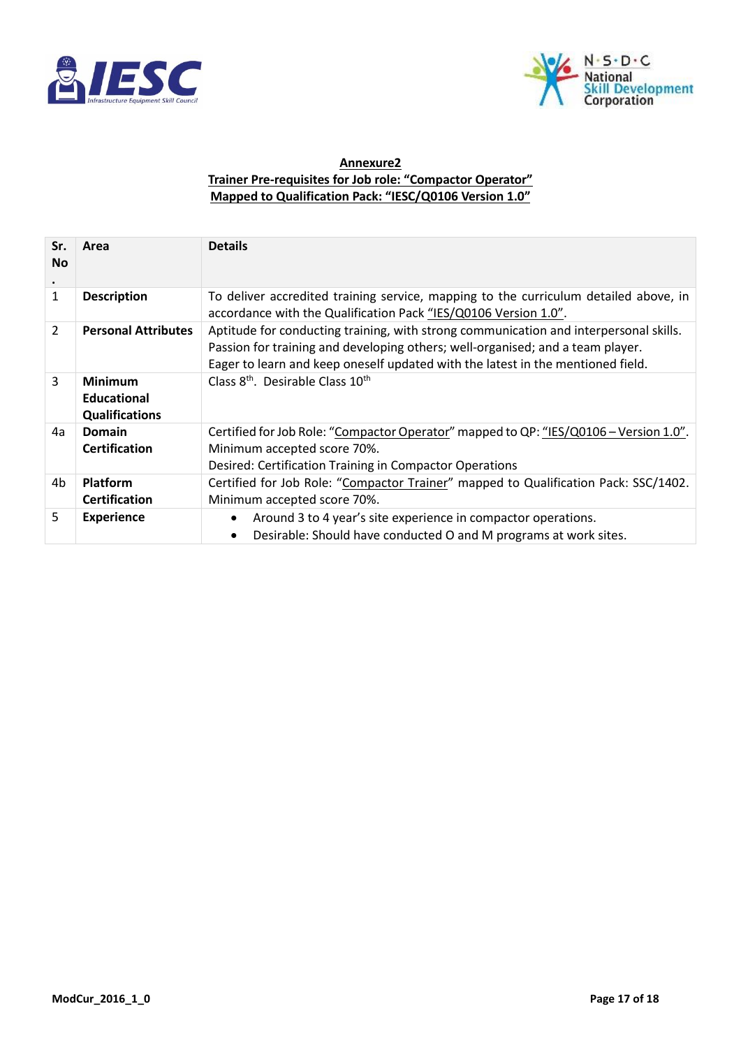**Annexure2**

**Trainer Pre-requisites for Job role: "Compactor Operator"**

**Mapped to Qualification Pack: "IESC/Q0106 Version 1.0"**

| Sr. No. | Area | Details |
|---|---|---|
| 1 | **Description** | To deliver accredited training service, mapping to the curriculum detailed above, in accordance with the Qualification Pack "IES/Q0106 Version 1.0". |
| 2 | **Personal Attributes** | Aptitude for conducting training, with strong communication and interpersonal skills. Passion for training and developing others; well-organised; and a team player. Eager to learn and keep oneself updated with the latest in the mentioned field. |
| 3 | **Minimum Educational Qualifications** | Class 8th. Desirable Class 10th |
| 4a | **Domain Certification** | Certified for Job Role: "Compactor Operator" mapped to QP: "IES/Q0106 – Version 1.0". Minimum accepted score 70%. Desired: Certification Training in Compactor Operations |
| 4b | **Platform Certification** | Certified for Job Role: "Compactor Trainer" mapped to Qualification Pack: SSC/1402. Minimum accepted score 70%. |
| 5 | **Experience** | • Around 3 to 4 year's site experience in compactor operations.<br>• Desirable: Should have conducted O and M programs at work sites. |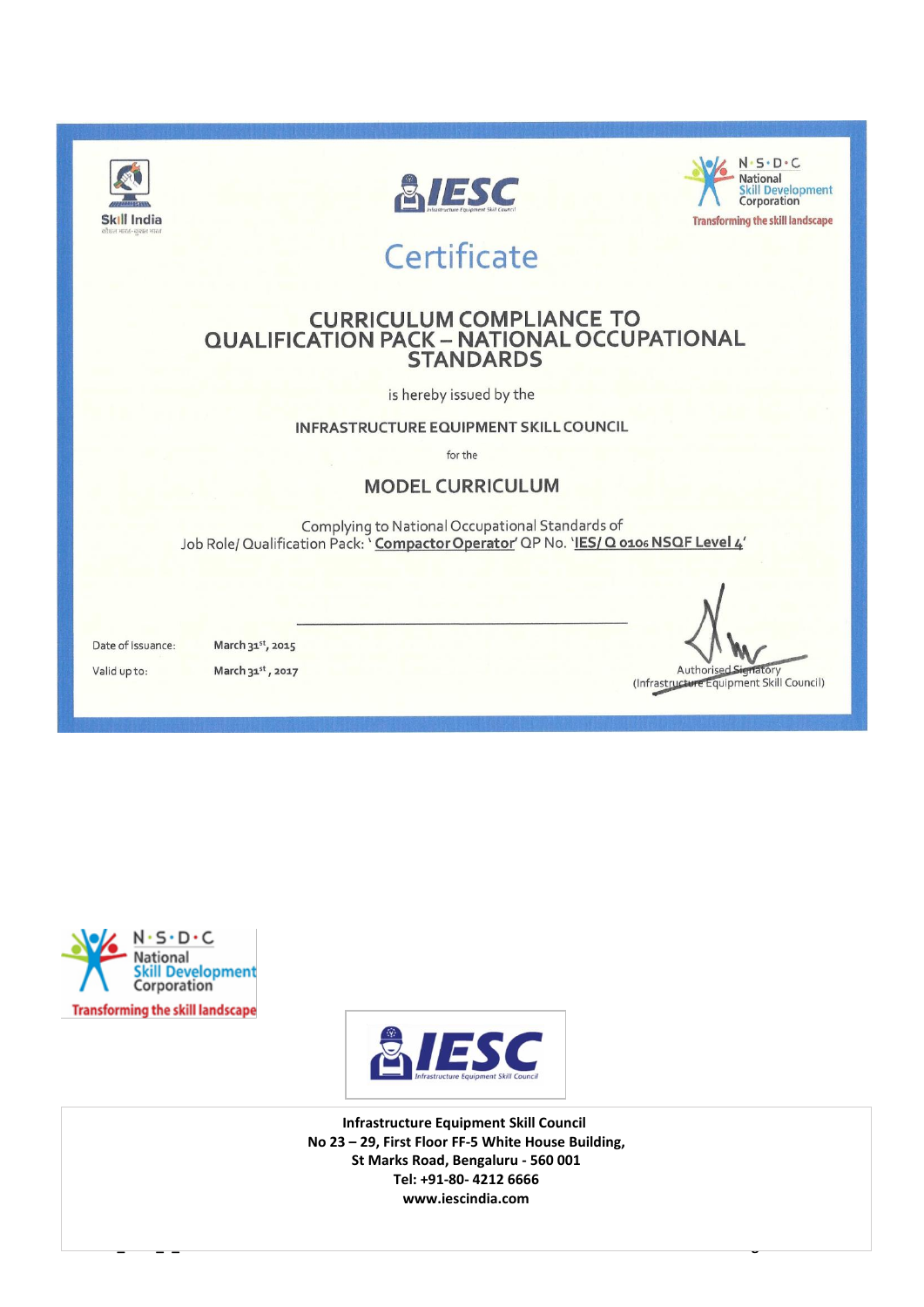Skill India

IESC

N·S·D·C National Skill Development Corporation
Transforming the skill landscape

# Certificate

## CURRICULUM COMPLIANCE TO QUALIFICATION PACK – NATIONAL OCCUPATIONAL STANDARDS

is hereby issued by the

**INFRASTRUCTURE EQUIPMENT SKILL COUNCIL**

for the

## MODEL CURRICULUM

Complying to National Occupational Standards of
Job Role/ Qualification Pack: '**Compactor Operator**' QP No. '**IES/ Q 0106 NSQF Level 4**'

Date of Issuance: March 31st, 2015

Valid up to: March 31st, 2017

Authorised Signatory
(Infrastructure Equipment Skill Council)

N·S·D·C National Skill Development Corporation
Transforming the skill landscape

IESC

**Infrastructure Equipment Skill Council**
**No 23 – 29, First Floor FF-5 White House Building,**
**St Marks Road, Bengaluru - 560 001**
**Tel: +91-80- 4212 6666**
**www.iescindia.com**